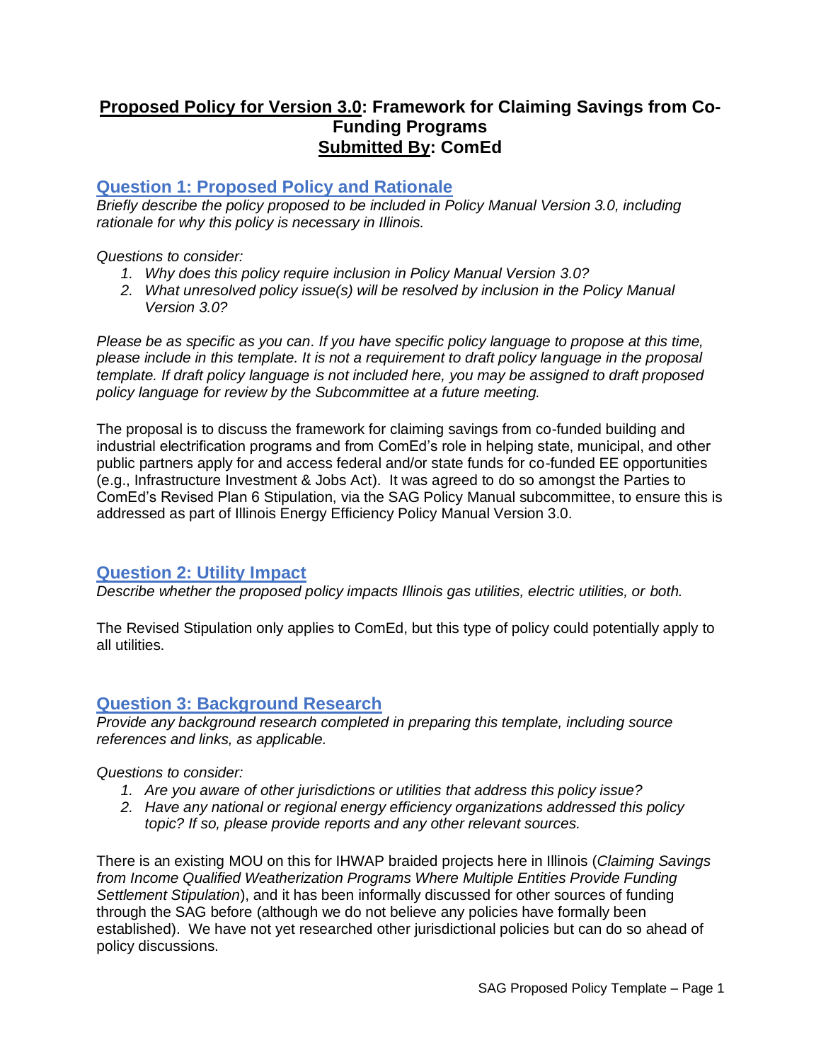# **Proposed Policy for Version 3.0: Framework for Claiming Savings from Co-Funding Programs**
# **Submitted By: ComEd**

## Question 1: Proposed Policy and Rationale

*Briefly describe the policy proposed to be included in Policy Manual Version 3.0, including rationale for why this policy is necessary in Illinois.*

*Questions to consider:*

1. *Why does this policy require inclusion in Policy Manual Version 3.0?*
2. *What unresolved policy issue(s) will be resolved by inclusion in the Policy Manual Version 3.0?*

*Please be as specific as you can. If you have specific policy language to propose at this time, please include in this template. It is not a requirement to draft policy language in the proposal template. If draft policy language is not included here, you may be assigned to draft proposed policy language for review by the Subcommittee at a future meeting.*

The proposal is to discuss the framework for claiming savings from co-funded building and industrial electrification programs and from ComEd's role in helping state, municipal, and other public partners apply for and access federal and/or state funds for co-funded EE opportunities (e.g., Infrastructure Investment & Jobs Act). It was agreed to do so amongst the Parties to ComEd's Revised Plan 6 Stipulation, via the SAG Policy Manual subcommittee, to ensure this is addressed as part of Illinois Energy Efficiency Policy Manual Version 3.0.

## Question 2: Utility Impact

*Describe whether the proposed policy impacts Illinois gas utilities, electric utilities, or both.*

The Revised Stipulation only applies to ComEd, but this type of policy could potentially apply to all utilities.

## Question 3: Background Research

*Provide any background research completed in preparing this template, including source references and links, as applicable.*

*Questions to consider:*

1. *Are you aware of other jurisdictions or utilities that address this policy issue?*
2. *Have any national or regional energy efficiency organizations addressed this policy topic? If so, please provide reports and any other relevant sources.*

There is an existing MOU on this for IHWAP braided projects here in Illinois (*Claiming Savings from Income Qualified Weatherization Programs Where Multiple Entities Provide Funding Settlement Stipulation*), and it has been informally discussed for other sources of funding through the SAG before (although we do not believe any policies have formally been established). We have not yet researched other jurisdictional policies but can do so ahead of policy discussions.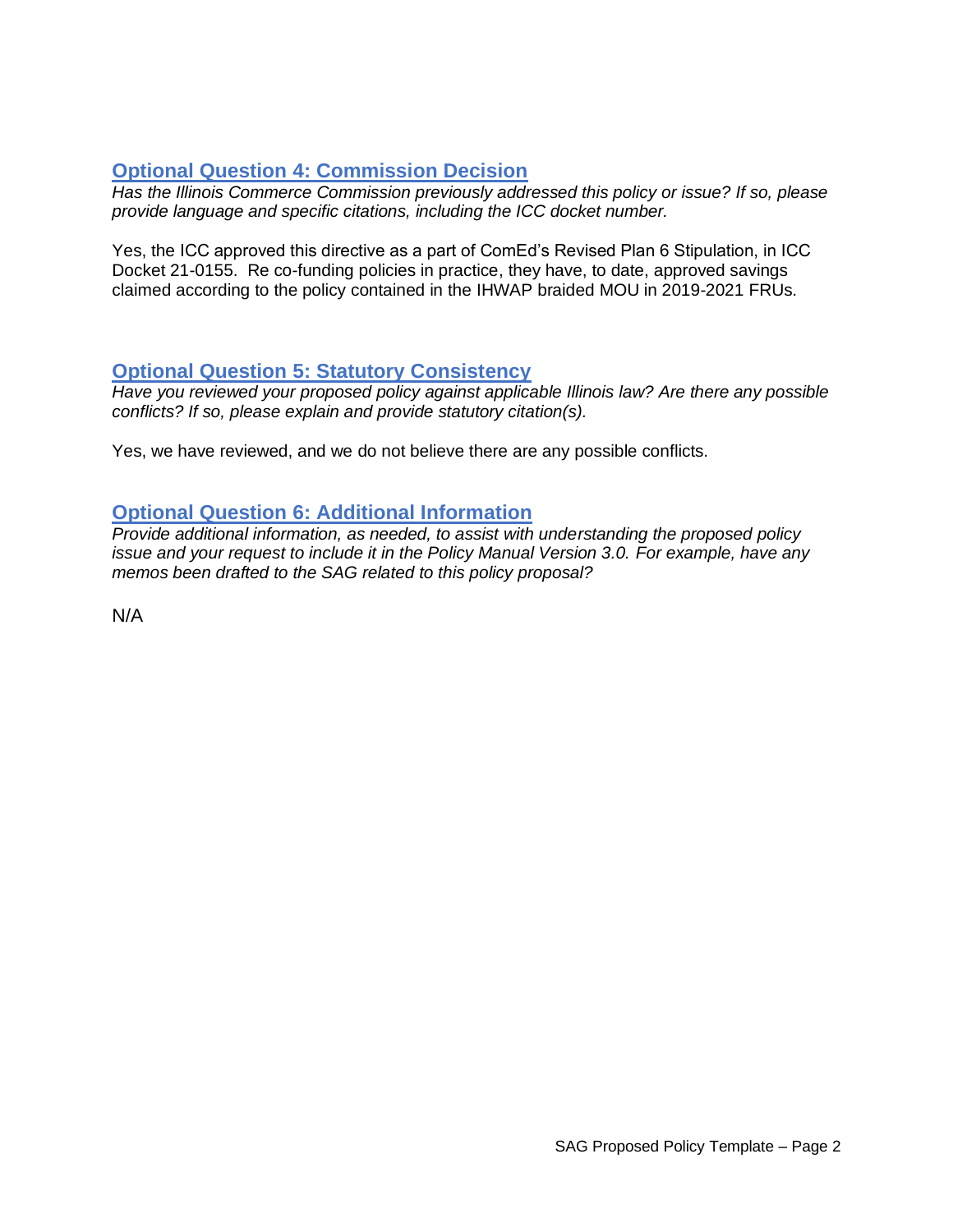## Optional Question 4: Commission Decision

*Has the Illinois Commerce Commission previously addressed this policy or issue? If so, please provide language and specific citations, including the ICC docket number.*

Yes, the ICC approved this directive as a part of ComEd's Revised Plan 6 Stipulation, in ICC Docket 21-0155. Re co-funding policies in practice, they have, to date, approved savings claimed according to the policy contained in the IHWAP braided MOU in 2019-2021 FRUs.

## Optional Question 5: Statutory Consistency

*Have you reviewed your proposed policy against applicable Illinois law? Are there any possible conflicts? If so, please explain and provide statutory citation(s).*

Yes, we have reviewed, and we do not believe there are any possible conflicts.

## Optional Question 6: Additional Information

*Provide additional information, as needed, to assist with understanding the proposed policy issue and your request to include it in the Policy Manual Version 3.0. For example, have any memos been drafted to the SAG related to this policy proposal?*

N/A